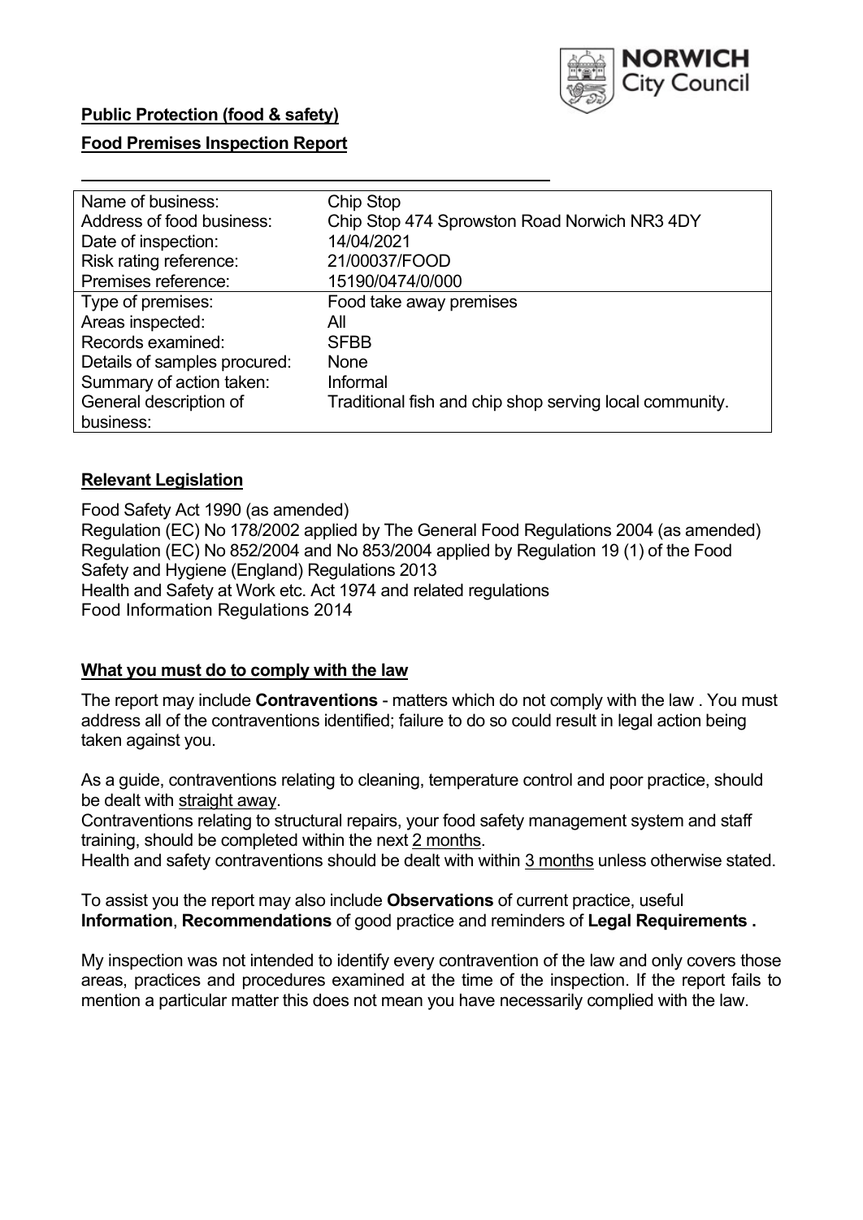NORWICH City Council

**Public Protection (food & safety)**

**Food Premises Inspection Report**

| | |
|---|---|
| Name of business: | Chip Stop |
| Address of food business: | Chip Stop 474 Sprowston Road Norwich NR3 4DY |
| Date of inspection: | 14/04/2021 |
| Risk rating reference: | 21/00037/FOOD |
| Premises reference: | 15190/0474/0/000 |
| Type of premises: | Food take away premises |
| Areas inspected: | All |
| Records examined: | SFBB |
| Details of samples procured: | None |
| Summary of action taken: | Informal |
| General description of business: | Traditional fish and chip shop serving local community. |

## Relevant Legislation

Food Safety Act 1990 (as amended)
Regulation (EC) No 178/2002 applied by The General Food Regulations 2004 (as amended)
Regulation (EC) No 852/2004 and No 853/2004 applied by Regulation 19 (1) of the Food Safety and Hygiene (England) Regulations 2013
Health and Safety at Work etc. Act 1974 and related regulations
Food Information Regulations 2014

## What you must do to comply with the law

The report may include **Contraventions** - matters which do not comply with the law . You must address all of the contraventions identified; failure to do so could result in legal action being taken against you.

As a guide, contraventions relating to cleaning, temperature control and poor practice, should be dealt with straight away.
Contraventions relating to structural repairs, your food safety management system and staff training, should be completed within the next 2 months.
Health and safety contraventions should be dealt with within 3 months unless otherwise stated.

To assist you the report may also include **Observations** of current practice, useful **Information**, **Recommendations** of good practice and reminders of **Legal Requirements .**

My inspection was not intended to identify every contravention of the law and only covers those areas, practices and procedures examined at the time of the inspection. If the report fails to mention a particular matter this does not mean you have necessarily complied with the law.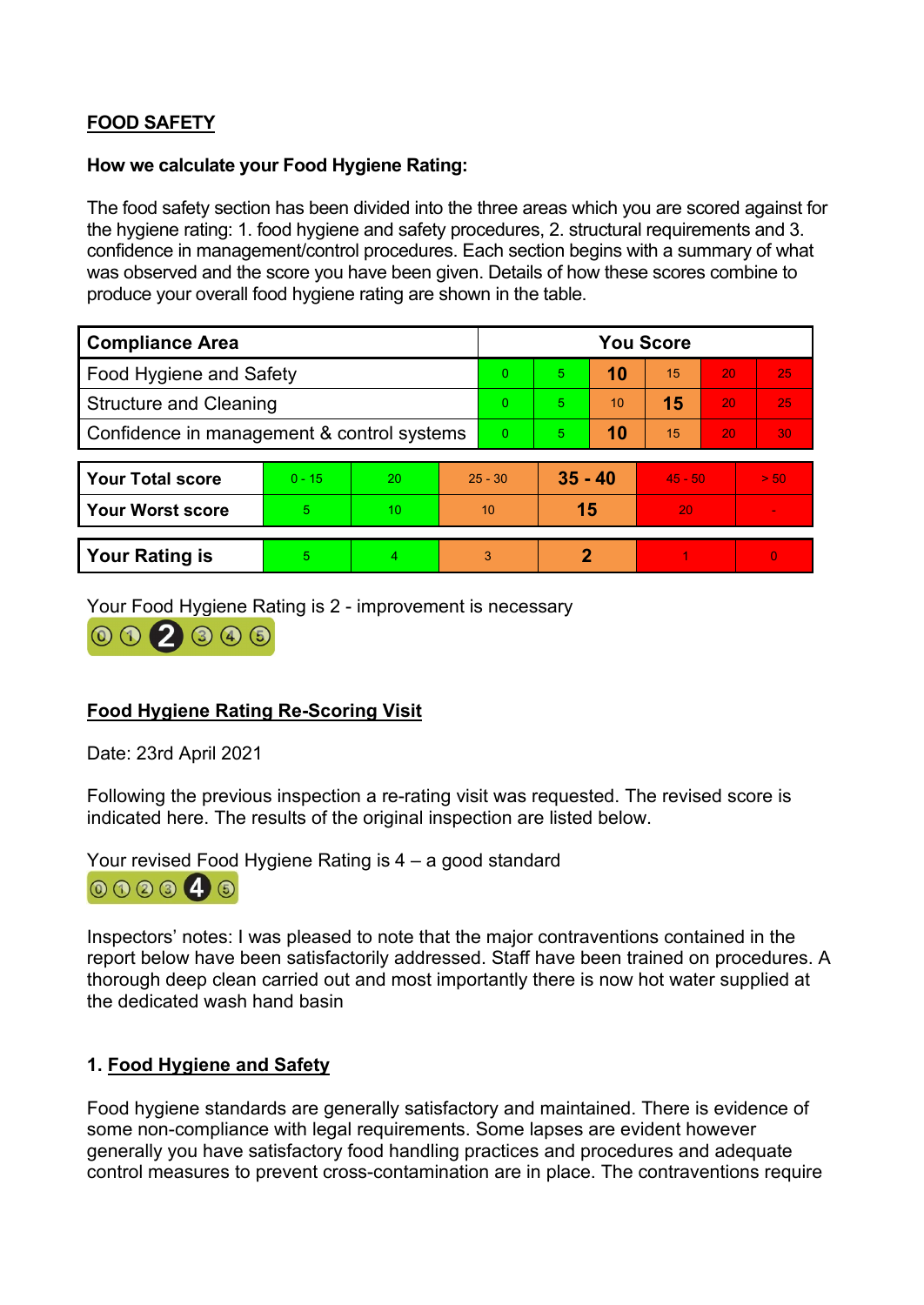## FOOD SAFETY

**How we calculate your Food Hygiene Rating:**

The food safety section has been divided into the three areas which you are scored against for the hygiene rating: 1. food hygiene and safety procedures, 2. structural requirements and 3. confidence in management/control procedures. Each section begins with a summary of what was observed and the score you have been given. Details of how these scores combine to produce your overall food hygiene rating are shown in the table.

| Compliance Area | You Score | | | | | |
|---|---|---|---|---|---|---|
| Food Hygiene and Safety | 0 | 5 | **10** | 15 | 20 | 25 |
| Structure and Cleaning | 0 | 5 | 10 | **15** | 20 | 25 |
| Confidence in management & control systems | 0 | 5 | **10** | 15 | 20 | 30 |

| | | | | | | |
|---|---|---|---|---|---|---|
| **Your Total score** | 0 - 15 | 20 | 25 - 30 | **35 - 40** | 45 - 50 | > 50 |
| **Your Worst score** | 5 | 10 | 10 | **15** | 20 | - |

| | | | | | | |
|---|---|---|---|---|---|---|
| **Your Rating is** | 5 | 4 | 3 | **2** | 1 | 0 |

Your Food Hygiene Rating is 2 - improvement is necessary

0 1 **2** 3 4 5

**Food Hygiene Rating Re-Scoring Visit**

Date: 23rd April 2021

Following the previous inspection a re-rating visit was requested. The revised score is indicated here. The results of the original inspection are listed below.

Your revised Food Hygiene Rating is 4 – a good standard

0 1 2 3 **4** 5

Inspectors' notes: I was pleased to note that the major contraventions contained in the report below have been satisfactorily addressed. Staff have been trained on procedures. A thorough deep clean carried out and most importantly there is now hot water supplied at the dedicated wash hand basin

### 1. Food Hygiene and Safety

Food hygiene standards are generally satisfactory and maintained. There is evidence of some non-compliance with legal requirements. Some lapses are evident however generally you have satisfactory food handling practices and procedures and adequate control measures to prevent cross-contamination are in place. The contraventions require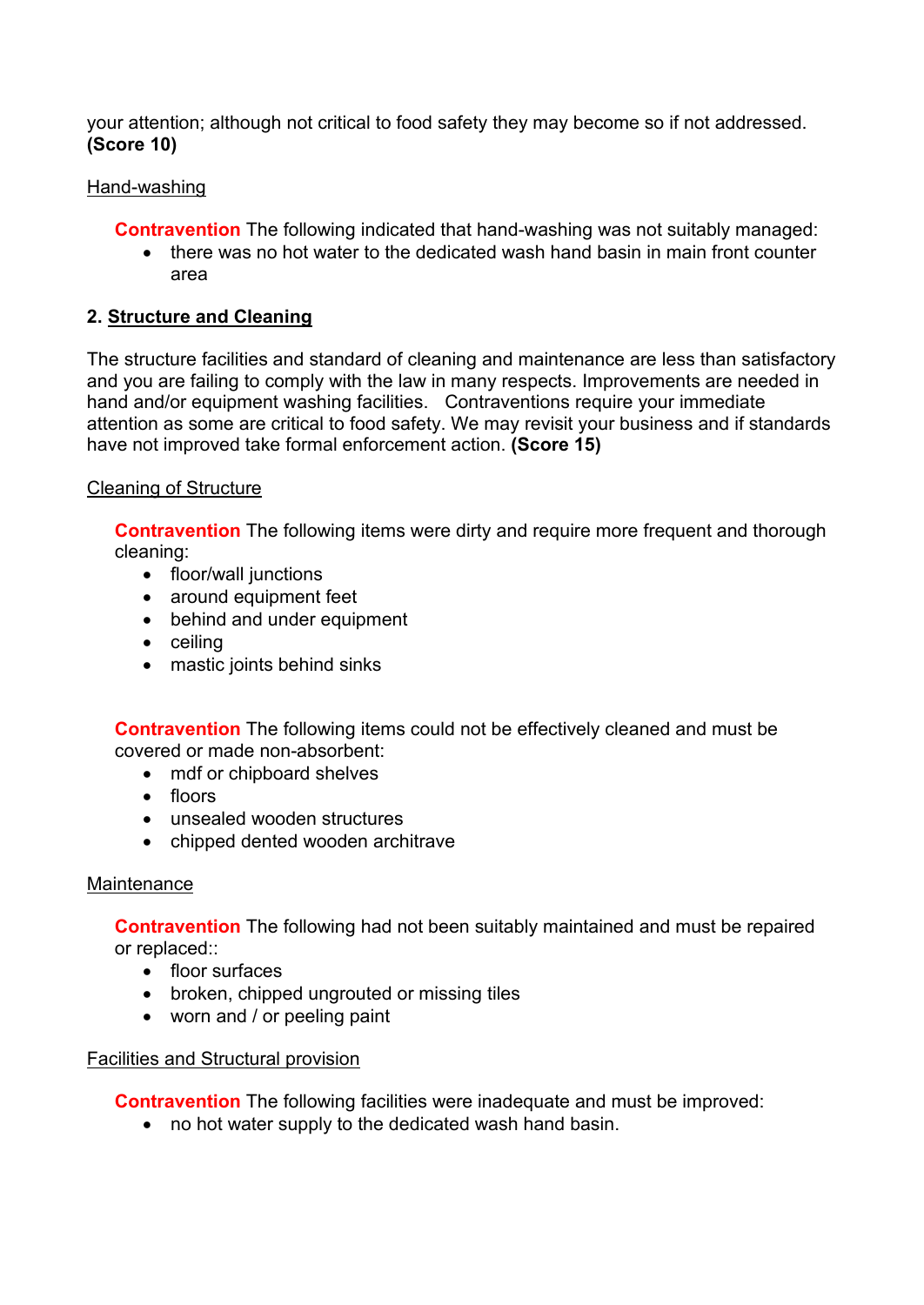your attention; although not critical to food safety they may become so if not addressed. **(Score 10)**

Hand-washing

**Contravention** The following indicated that hand-washing was not suitably managed:

- there was no hot water to the dedicated wash hand basin in main front counter area

## 2. Structure and Cleaning

The structure facilities and standard of cleaning and maintenance are less than satisfactory and you are failing to comply with the law in many respects. Improvements are needed in hand and/or equipment washing facilities. Contraventions require your immediate attention as some are critical to food safety. We may revisit your business and if standards have not improved take formal enforcement action. **(Score 15)**

Cleaning of Structure

**Contravention** The following items were dirty and require more frequent and thorough cleaning:

- floor/wall junctions
- around equipment feet
- behind and under equipment
- ceiling
- mastic joints behind sinks

**Contravention** The following items could not be effectively cleaned and must be covered or made non-absorbent:

- mdf or chipboard shelves
- floors
- unsealed wooden structures
- chipped dented wooden architrave

Maintenance

**Contravention** The following had not been suitably maintained and must be repaired or replaced::

- floor surfaces
- broken, chipped ungrouted or missing tiles
- worn and / or peeling paint

Facilities and Structural provision

**Contravention** The following facilities were inadequate and must be improved:

- no hot water supply to the dedicated wash hand basin.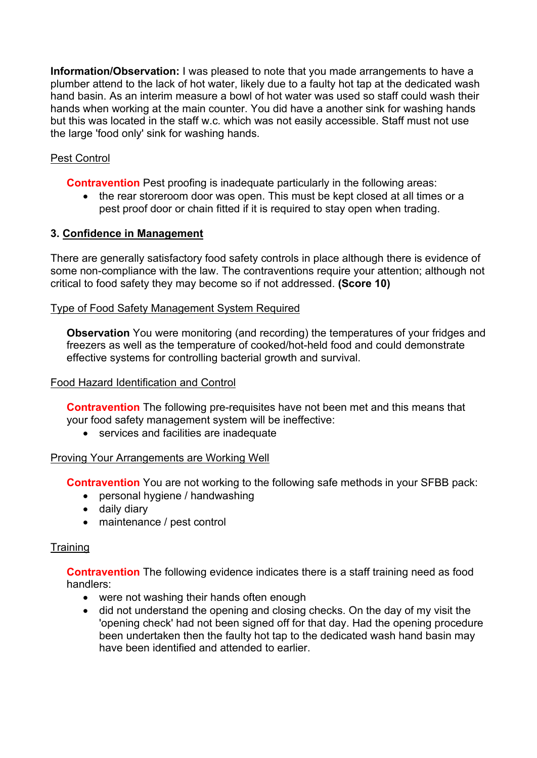**Information/Observation:** I was pleased to note that you made arrangements to have a plumber attend to the lack of hot water, likely due to a faulty hot tap at the dedicated wash hand basin. As an interim measure a bowl of hot water was used so staff could wash their hands when working at the main counter. You did have a another sink for washing hands but this was located in the staff w.c. which was not easily accessible. Staff must not use the large 'food only' sink for washing hands.

Pest Control

**Contravention** Pest proofing is inadequate particularly in the following areas:

- the rear storeroom door was open. This must be kept closed at all times or a pest proof door or chain fitted if it is required to stay open when trading.

### 3. Confidence in Management

There are generally satisfactory food safety controls in place although there is evidence of some non-compliance with the law. The contraventions require your attention; although not critical to food safety they may become so if not addressed. **(Score 10)**

Type of Food Safety Management System Required

**Observation** You were monitoring (and recording) the temperatures of your fridges and freezers as well as the temperature of cooked/hot-held food and could demonstrate effective systems for controlling bacterial growth and survival.

Food Hazard Identification and Control

**Contravention** The following pre-requisites have not been met and this means that your food safety management system will be ineffective:

- services and facilities are inadequate

Proving Your Arrangements are Working Well

**Contravention** You are not working to the following safe methods in your SFBB pack:

- personal hygiene / handwashing
- daily diary
- maintenance / pest control

Training

**Contravention** The following evidence indicates there is a staff training need as food handlers:

- were not washing their hands often enough
- did not understand the opening and closing checks. On the day of my visit the 'opening check' had not been signed off for that day. Had the opening procedure been undertaken then the faulty hot tap to the dedicated wash hand basin may have been identified and attended to earlier.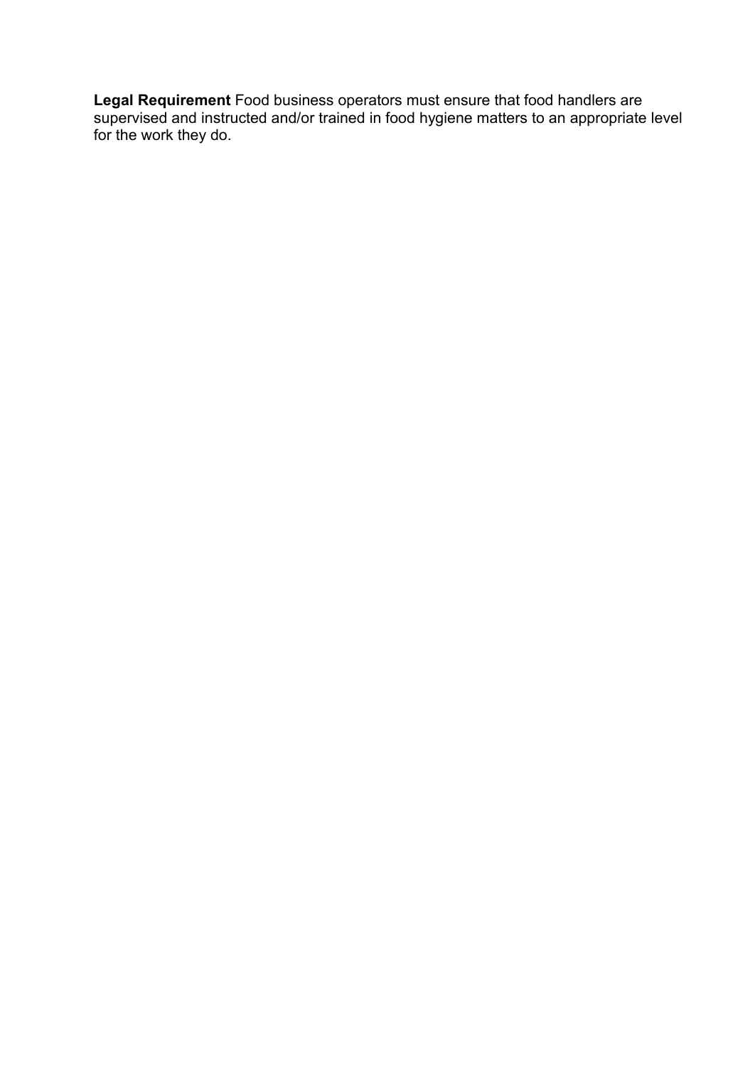**Legal Requirement** Food business operators must ensure that food handlers are supervised and instructed and/or trained in food hygiene matters to an appropriate level for the work they do.